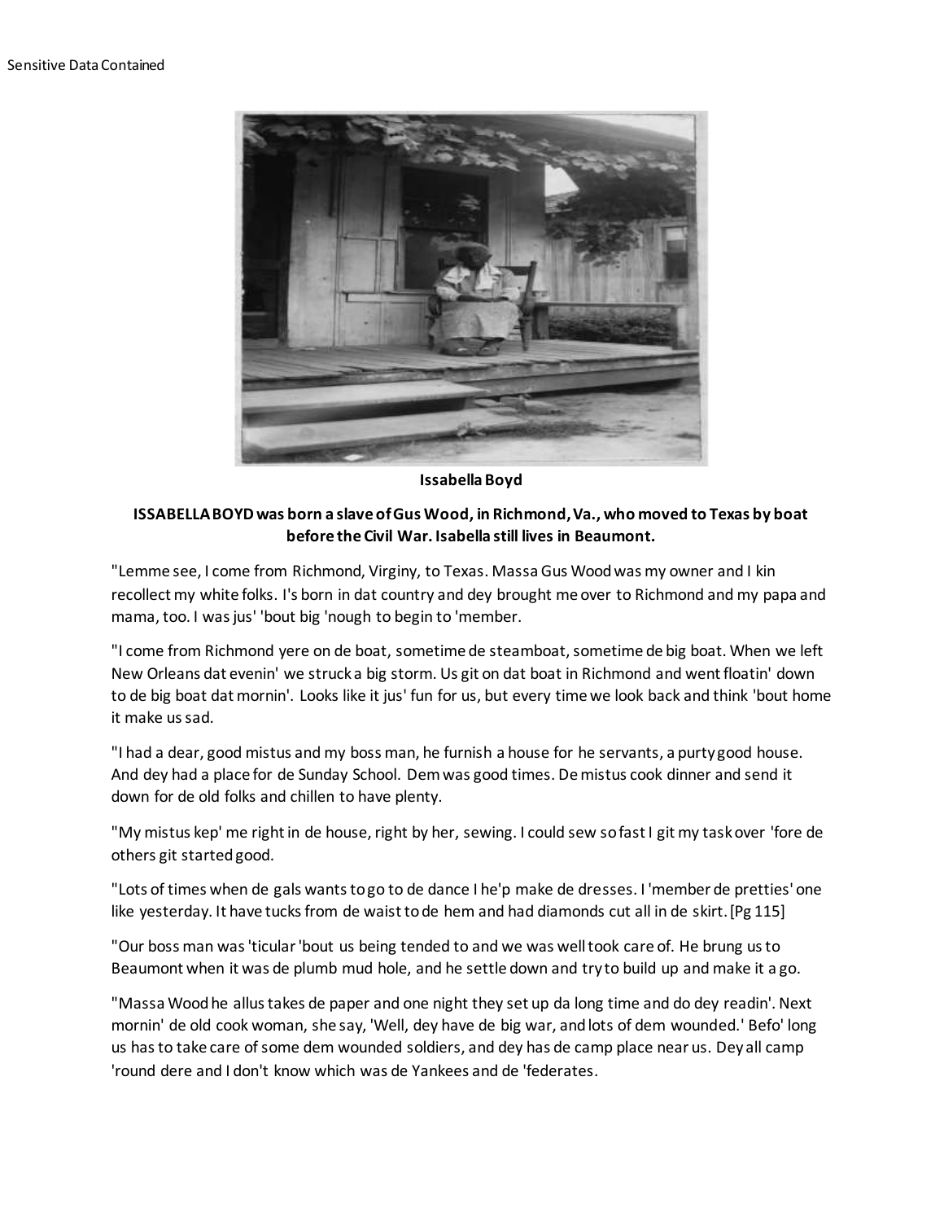Sensitive Data Contained

**Issabella Boyd**

**ISSABELLA BOYD was born a slave of Gus Wood, in Richmond, Va., who moved to Texas by boat before the Civil War. Isabella still lives in Beaumont.**

"Lemme see, I come from Richmond, Virginy, to Texas. Massa Gus Wood was my owner and I kin recollect my white folks. I's born in dat country and dey brought me over to Richmond and my papa and mama, too. I was jus' 'bout big 'nough to begin to 'member.

"I come from Richmond yere on de boat, sometime de steamboat, sometime de big boat. When we left New Orleans dat evenin' we struck a big storm. Us git on dat boat in Richmond and went floatin' down to de big boat dat mornin'. Looks like it jus' fun for us, but every time we look back and think 'bout home it make us sad.

"I had a dear, good mistus and my boss man, he furnish a house for he servants, a purty good house. And dey had a place for de Sunday School. Dem was good times. De mistus cook dinner and send it down for de old folks and chillen to have plenty.

"My mistus kep' me right in de house, right by her, sewing. I could sew so fast I git my task over 'fore de others git started good.

"Lots of times when de gals wants to go to de dance I he'p make de dresses. I 'member de pretties' one like yesterday. It have tucks from de waist to de hem and had diamonds cut all in de skirt. [Pg 115]

"Our boss man was 'ticular 'bout us being tended to and we was well took care of. He brung us to Beaumont when it was de plumb mud hole, and he settle down and try to build up and make it a go.

"Massa Wood he allus takes de paper and one night they set up da long time and do dey readin'. Next mornin' de old cook woman, she say, 'Well, dey have de big war, and lots of dem wounded.' Befo' long us has to take care of some dem wounded soldiers, and dey has de camp place near us. Dey all camp 'round dere and I don't know which was de Yankees and de 'federates.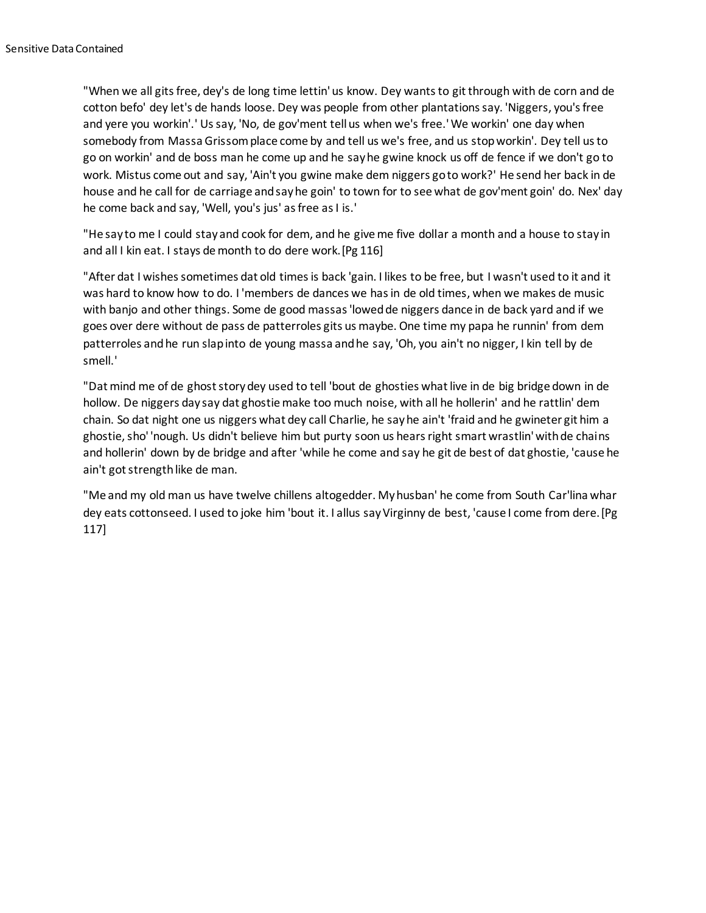"When we all gits free, dey's de long time lettin' us know. Dey wants to git through with de corn and de cotton befo' dey let's de hands loose. Dey was people from other plantations say. 'Niggers, you's free and yere you workin'.' Us say, 'No, de gov'ment tell us when we's free.' We workin' one day when somebody from Massa Grissom place come by and tell us we's free, and us stop workin'. Dey tell us to go on workin' and de boss man he come up and he say he gwine knock us off de fence if we don't go to work. Mistus come out and say, 'Ain't you gwine make dem niggers go to work?' He send her back in de house and he call for de carriage and say he goin' to town for to see what de gov'ment goin' do. Nex' day he come back and say, 'Well, you's jus' as free as I is.'

"He say to me I could stay and cook for dem, and he give me five dollar a month and a house to stay in and all I kin eat. I stays de month to do dere work. [Pg 116]

"After dat I wishes sometimes dat old times is back 'gain. I likes to be free, but I wasn't used to it and it was hard to know how to do. I 'members de dances we has in de old times, when we makes de music with banjo and other things. Some de good massas 'lowed de niggers dance in de back yard and if we goes over dere without de pass de patterroles gits us maybe. One time my papa he runnin' from dem patterroles and he run slap into de young massa and he say, 'Oh, you ain't no nigger, I kin tell by de smell.'

"Dat mind me of de ghost story dey used to tell 'bout de ghosties what live in de big bridge down in de hollow. De niggers day say dat ghostie make too much noise, with all he hollerin' and he rattlin' dem chain. So dat night one us niggers what dey call Charlie, he say he ain't 'fraid and he gwineter git him a ghostie, sho' 'nough. Us didn't believe him but purty soon us hears right smart wrastlin' with de chains and hollerin' down by de bridge and after 'while he come and say he git de best of dat ghostie, 'cause he ain't got strength like de man.

"Me and my old man us have twelve chillens altogedder. My husban' he come from South Car'lina whar dey eats cottonseed. I used to joke him 'bout it. I allus say Virginny de best, 'cause I come from dere. [Pg 117]